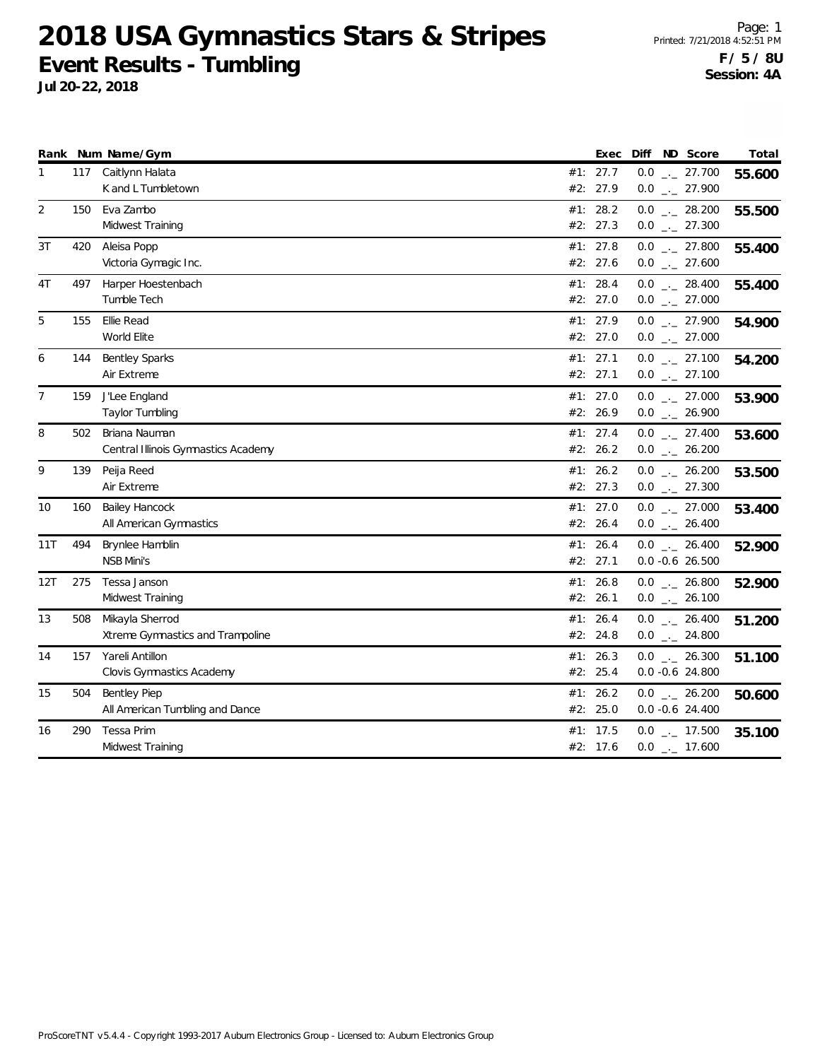# 2018 USA Gymnastics Stars & Stripes

## Event Results - Tumbling

**Jul 20-22, 2018**

Printed: 7/21/2018 4:52:51 PM

**F / 5 / 8U**
**Session: 4A**

| Rank | Num | Name/Gym | Exec | Diff | ND | Score | Total |
|---|---|---|---|---|---|---|---|
| 1 | 117 | Caitlynn Halata | #1: 27.7 | 0.0 | _._ | 27.700 | **55.600** |
| | | K and L Tumbletown | #2: 27.9 | 0.0 | _._ | 27.900 | |
| 2 | 150 | Eva Zambo | #1: 28.2 | 0.0 | _._ | 28.200 | **55.500** |
| | | Midwest Training | #2: 27.3 | 0.0 | _._ | 27.300 | |
| 3T | 420 | Aleisa Popp | #1: 27.8 | 0.0 | _._ | 27.800 | **55.400** |
| | | Victoria Gymagic Inc. | #2: 27.6 | 0.0 | _._ | 27.600 | |
| 4T | 497 | Harper Hoestenbach | #1: 28.4 | 0.0 | _._ | 28.400 | **55.400** |
| | | Tumble Tech | #2: 27.0 | 0.0 | _._ | 27.000 | |
| 5 | 155 | Ellie Read | #1: 27.9 | 0.0 | _._ | 27.900 | **54.900** |
| | | World Elite | #2: 27.0 | 0.0 | _._ | 27.000 | |
| 6 | 144 | Bentley Sparks | #1: 27.1 | 0.0 | _._ | 27.100 | **54.200** |
| | | Air Extreme | #2: 27.1 | 0.0 | _._ | 27.100 | |
| 7 | 159 | J'Lee England | #1: 27.0 | 0.0 | _._ | 27.000 | **53.900** |
| | | Taylor Tumbling | #2: 26.9 | 0.0 | _._ | 26.900 | |
| 8 | 502 | Briana Nauman | #1: 27.4 | 0.0 | _._ | 27.400 | **53.600** |
| | | Central Illinois Gymnastics Academy | #2: 26.2 | 0.0 | _._ | 26.200 | |
| 9 | 139 | Peija Reed | #1: 26.2 | 0.0 | _._ | 26.200 | **53.500** |
| | | Air Extreme | #2: 27.3 | 0.0 | _._ | 27.300 | |
| 10 | 160 | Bailey Hancock | #1: 27.0 | 0.0 | _._ | 27.000 | **53.400** |
| | | All American Gymnastics | #2: 26.4 | 0.0 | _._ | 26.400 | |
| 11T | 494 | Brynlee Hamblin | #1: 26.4 | 0.0 | _._ | 26.400 | **52.900** |
| | | NSB Mini's | #2: 27.1 | 0.0 | -0.6 | 26.500 | |
| 12T | 275 | Tessa Janson | #1: 26.8 | 0.0 | _._ | 26.800 | **52.900** |
| | | Midwest Training | #2: 26.1 | 0.0 | _._ | 26.100 | |
| 13 | 508 | Mikayla Sherrod | #1: 26.4 | 0.0 | _._ | 26.400 | **51.200** |
| | | Xtreme Gymnastics and Trampoline | #2: 24.8 | 0.0 | _._ | 24.800 | |
| 14 | 157 | Yareli Antillon | #1: 26.3 | 0.0 | _._ | 26.300 | **51.100** |
| | | Clovis Gymnastics Academy | #2: 25.4 | 0.0 | -0.6 | 24.800 | |
| 15 | 504 | Bentley Piep | #1: 26.2 | 0.0 | _._ | 26.200 | **50.600** |
| | | All American Tumbling and Dance | #2: 25.0 | 0.0 | -0.6 | 24.400 | |
| 16 | 290 | Tessa Prim | #1: 17.5 | 0.0 | _._ | 17.500 | **35.100** |
| | | Midwest Training | #2: 17.6 | 0.0 | _._ | 17.600 | |

ProScoreTNT v5.4.4 - Copyright 1993-2017 Auburn Electronics Group - Licensed to: Auburn Electronics Group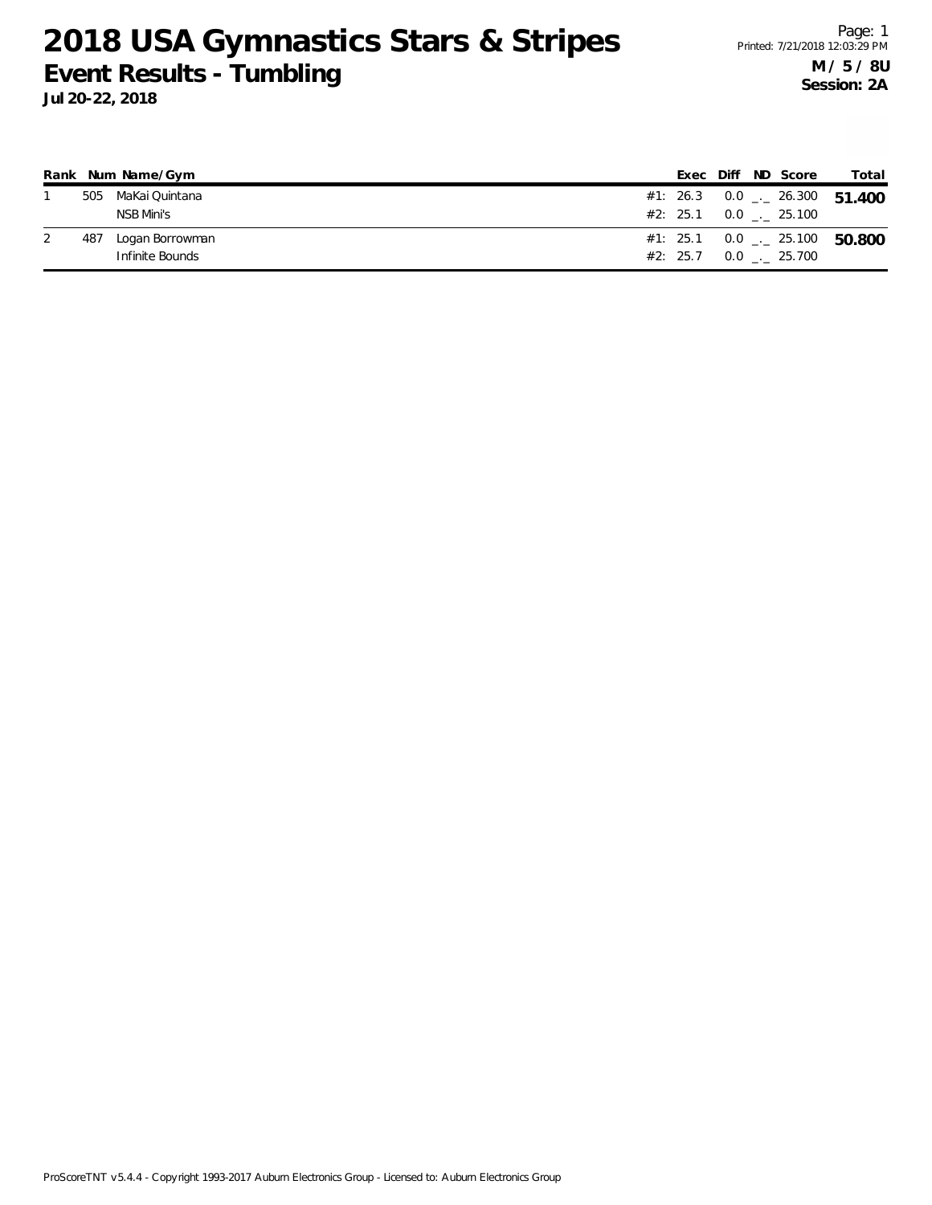# 2018 USA Gymnastics Stars & Stripes

## Event Results - Tumbling

**Jul 20-22, 2018**

**M / 5 / 8U**
**Session: 2A**

| Rank | Num | Name/Gym | | Exec | Diff | ND | Score | Total |
|---|---|---|---|---|---|---|---|---|
| 1 | 505 | MaKai Quintana | #1: | 26.3 | 0.0 | _._ | 26.300 | **51.400** |
| | | NSB Mini's | #2: | 25.1 | 0.0 | _._ | 25.100 | |
| 2 | 487 | Logan Borrowman | #1: | 25.1 | 0.0 | _._ | 25.100 | **50.800** |
| | | Infinite Bounds | #2: | 25.7 | 0.0 | _._ | 25.700 | |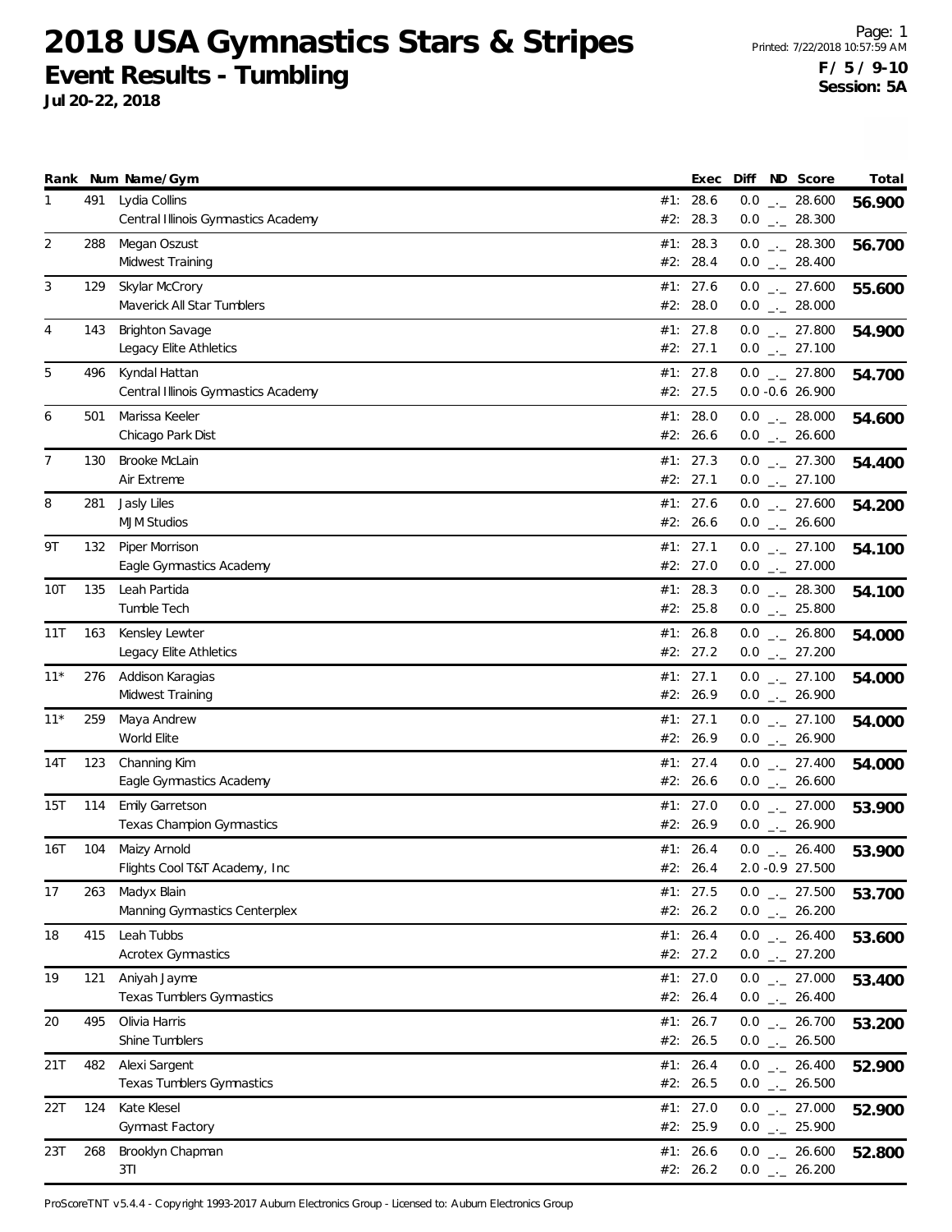# 2018 USA Gymnastics Stars & Stripes

## Event Results - Tumbling

**Jul 20-22, 2018**

Printed: 7/22/2018 10:57:59 AM

**F / 5 / 9-10**
**Session: 5A**

| Rank | Num | Name/Gym | | Exec | Diff | ND | Score | Total |
|---|---|---|---|---|---|---|---|---|
| 1 | 491 | Lydia Collins | #1: | 28.6 | 0.0 | _._ | 28.600 | **56.900** |
| | | Central Illinois Gymnastics Academy | #2: | 28.3 | 0.0 | _._ | 28.300 | |
| 2 | 288 | Megan Oszust | #1: | 28.3 | 0.0 | _._ | 28.300 | **56.700** |
| | | Midwest Training | #2: | 28.4 | 0.0 | _._ | 28.400 | |
| 3 | 129 | Skylar McCrory | #1: | 27.6 | 0.0 | _._ | 27.600 | **55.600** |
| | | Maverick All Star Tumblers | #2: | 28.0 | 0.0 | _._ | 28.000 | |
| 4 | 143 | Brighton Savage | #1: | 27.8 | 0.0 | _._ | 27.800 | **54.900** |
| | | Legacy Elite Athletics | #2: | 27.1 | 0.0 | _._ | 27.100 | |
| 5 | 496 | Kyndal Hattan | #1: | 27.8 | 0.0 | _._ | 27.800 | **54.700** |
| | | Central Illinois Gymnastics Academy | #2: | 27.5 | 0.0 | -0.6 | 26.900 | |
| 6 | 501 | Marissa Keeler | #1: | 28.0 | 0.0 | _._ | 28.000 | **54.600** |
| | | Chicago Park Dist | #2: | 26.6 | 0.0 | _._ | 26.600 | |
| 7 | 130 | Brooke McLain | #1: | 27.3 | 0.0 | _._ | 27.300 | **54.400** |
| | | Air Extreme | #2: | 27.1 | 0.0 | _._ | 27.100 | |
| 8 | 281 | Jasly Liles | #1: | 27.6 | 0.0 | _._ | 27.600 | **54.200** |
| | | MJM Studios | #2: | 26.6 | 0.0 | _._ | 26.600 | |
| 9T | 132 | Piper Morrison | #1: | 27.1 | 0.0 | _._ | 27.100 | **54.100** |
| | | Eagle Gymnastics Academy | #2: | 27.0 | 0.0 | _._ | 27.000 | |
| 10T | 135 | Leah Partida | #1: | 28.3 | 0.0 | _._ | 28.300 | **54.100** |
| | | Tumble Tech | #2: | 25.8 | 0.0 | _._ | 25.800 | |
| 11T | 163 | Kensley Lewter | #1: | 26.8 | 0.0 | _._ | 26.800 | **54.000** |
| | | Legacy Elite Athletics | #2: | 27.2 | 0.0 | _._ | 27.200 | |
| 11* | 276 | Addison Karagias | #1: | 27.1 | 0.0 | _._ | 27.100 | **54.000** |
| | | Midwest Training | #2: | 26.9 | 0.0 | _._ | 26.900 | |
| 11* | 259 | Maya Andrew | #1: | 27.1 | 0.0 | _._ | 27.100 | **54.000** |
| | | World Elite | #2: | 26.9 | 0.0 | _._ | 26.900 | |
| 14T | 123 | Channing Kim | #1: | 27.4 | 0.0 | _._ | 27.400 | **54.000** |
| | | Eagle Gymnastics Academy | #2: | 26.6 | 0.0 | _._ | 26.600 | |
| 15T | 114 | Emily Garretson | #1: | 27.0 | 0.0 | _._ | 27.000 | **53.900** |
| | | Texas Champion Gymnastics | #2: | 26.9 | 0.0 | _._ | 26.900 | |
| 16T | 104 | Maizy Arnold | #1: | 26.4 | 0.0 | _._ | 26.400 | **53.900** |
| | | Flights Cool T&T Academy, Inc | #2: | 26.4 | 2.0 | -0.9 | 27.500 | |
| 17 | 263 | Madyx Blain | #1: | 27.5 | 0.0 | _._ | 27.500 | **53.700** |
| | | Manning Gymnastics Centerplex | #2: | 26.2 | 0.0 | _._ | 26.200 | |
| 18 | 415 | Leah Tubbs | #1: | 26.4 | 0.0 | _._ | 26.400 | **53.600** |
| | | Acrotex Gymnastics | #2: | 27.2 | 0.0 | _._ | 27.200 | |
| 19 | 121 | Aniyah Jayme | #1: | 27.0 | 0.0 | _._ | 27.000 | **53.400** |
| | | Texas Tumblers Gymnastics | #2: | 26.4 | 0.0 | _._ | 26.400 | |
| 20 | 495 | Olivia Harris | #1: | 26.7 | 0.0 | _._ | 26.700 | **53.200** |
| | | Shine Tumblers | #2: | 26.5 | 0.0 | _._ | 26.500 | |
| 21T | 482 | Alexi Sargent | #1: | 26.4 | 0.0 | _._ | 26.400 | **52.900** |
| | | Texas Tumblers Gymnastics | #2: | 26.5 | 0.0 | _._ | 26.500 | |
| 22T | 124 | Kate Klesel | #1: | 27.0 | 0.0 | _._ | 27.000 | **52.900** |
| | | Gymnast Factory | #2: | 25.9 | 0.0 | _._ | 25.900 | |
| 23T | 268 | Brooklyn Chapman | #1: | 26.6 | 0.0 | _._ | 26.600 | **52.800** |
| | | 3TI | #2: | 26.2 | 0.0 | _._ | 26.200 | |

ProScoreTNT v5.4.4 - Copyright 1993-2017 Auburn Electronics Group - Licensed to: Auburn Electronics Group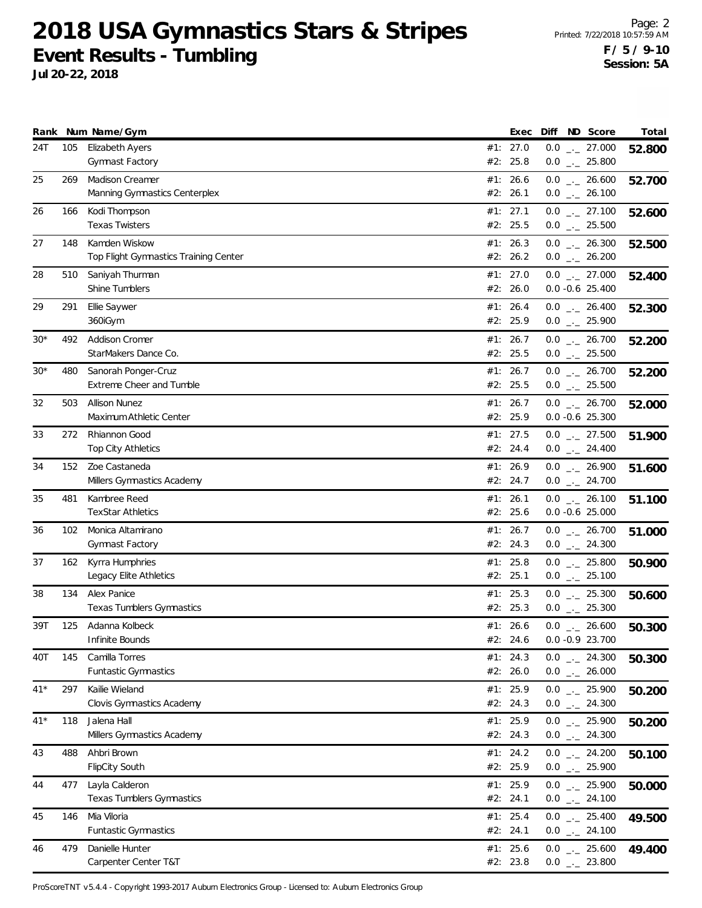# 2018 USA Gymnastics Stars & Stripes

## Event Results - Tumbling

**Jul 20-22, 2018**

Printed: 7/22/2018 10:57:59 AM

**F / 5 / 9-10**
**Session: 5A**

| Rank | Num | Name/Gym | | Exec | Diff | ND | Score | Total |
|---|---|---|---|---|---|---|---|---|
| 24T | 105 | Elizabeth Ayers | #1: | 27.0 | 0.0 | _._ | 27.000 | **52.800** |
| | | Gymnast Factory | #2: | 25.8 | 0.0 | _._ | 25.800 | |
| 25 | 269 | Madison Creamer | #1: | 26.6 | 0.0 | _._ | 26.600 | **52.700** |
| | | Manning Gymnastics Centerplex | #2: | 26.1 | 0.0 | _._ | 26.100 | |
| 26 | 166 | Kodi Thompson | #1: | 27.1 | 0.0 | _._ | 27.100 | **52.600** |
| | | Texas Twisters | #2: | 25.5 | 0.0 | _._ | 25.500 | |
| 27 | 148 | Kamden Wiskow | #1: | 26.3 | 0.0 | _._ | 26.300 | **52.500** |
| | | Top Flight Gymnastics Training Center | #2: | 26.2 | 0.0 | _._ | 26.200 | |
| 28 | 510 | Saniyah Thurman | #1: | 27.0 | 0.0 | _._ | 27.000 | **52.400** |
| | | Shine Tumblers | #2: | 26.0 | 0.0 | -0.6 | 25.400 | |
| 29 | 291 | Ellie Saywer | #1: | 26.4 | 0.0 | _._ | 26.400 | **52.300** |
| | | 360iGym | #2: | 25.9 | 0.0 | _._ | 25.900 | |
| 30* | 492 | Addison Cromer | #1: | 26.7 | 0.0 | _._ | 26.700 | **52.200** |
| | | StarMakers Dance Co. | #2: | 25.5 | 0.0 | _._ | 25.500 | |
| 30* | 480 | Sanorah Ponger-Cruz | #1: | 26.7 | 0.0 | _._ | 26.700 | **52.200** |
| | | Extreme Cheer and Tumble | #2: | 25.5 | 0.0 | _._ | 25.500 | |
| 32 | 503 | Allison Nunez | #1: | 26.7 | 0.0 | _._ | 26.700 | **52.000** |
| | | Maximum Athletic Center | #2: | 25.9 | 0.0 | -0.6 | 25.300 | |
| 33 | 272 | Rhiannon Good | #1: | 27.5 | 0.0 | _._ | 27.500 | **51.900** |
| | | Top City Athletics | #2: | 24.4 | 0.0 | _._ | 24.400 | |
| 34 | 152 | Zoe Castaneda | #1: | 26.9 | 0.0 | _._ | 26.900 | **51.600** |
| | | Millers Gymnastics Academy | #2: | 24.7 | 0.0 | _._ | 24.700 | |
| 35 | 481 | Kambree Reed | #1: | 26.1 | 0.0 | _._ | 26.100 | **51.100** |
| | | TexStar Athletics | #2: | 25.6 | 0.0 | -0.6 | 25.000 | |
| 36 | 102 | Monica Altamirano | #1: | 26.7 | 0.0 | _._ | 26.700 | **51.000** |
| | | Gymnast Factory | #2: | 24.3 | 0.0 | _._ | 24.300 | |
| 37 | 162 | Kyrra Humphries | #1: | 25.8 | 0.0 | _._ | 25.800 | **50.900** |
| | | Legacy Elite Athletics | #2: | 25.1 | 0.0 | _._ | 25.100 | |
| 38 | 134 | Alex Panice | #1: | 25.3 | 0.0 | _._ | 25.300 | **50.600** |
| | | Texas Tumblers Gymnastics | #2: | 25.3 | 0.0 | _._ | 25.300 | |
| 39T | 125 | Adanna Kolbeck | #1: | 26.6 | 0.0 | _._ | 26.600 | **50.300** |
| | | Infinite Bounds | #2: | 24.6 | 0.0 | -0.9 | 23.700 | |
| 40T | 145 | Camilla Torres | #1: | 24.3 | 0.0 | _._ | 24.300 | **50.300** |
| | | Funtastic Gymnastics | #2: | 26.0 | 0.0 | _._ | 26.000 | |
| 41* | 297 | Kailie Wieland | #1: | 25.9 | 0.0 | _._ | 25.900 | **50.200** |
| | | Clovis Gymnastics Academy | #2: | 24.3 | 0.0 | _._ | 24.300 | |
| 41* | 118 | Jalena Hall | #1: | 25.9 | 0.0 | _._ | 25.900 | **50.200** |
| | | Millers Gymnastics Academy | #2: | 24.3 | 0.0 | _._ | 24.300 | |
| 43 | 488 | Ahbri Brown | #1: | 24.2 | 0.0 | _._ | 24.200 | **50.100** |
| | | FlipCity South | #2: | 25.9 | 0.0 | _._ | 25.900 | |
| 44 | 477 | Layla Calderon | #1: | 25.9 | 0.0 | _._ | 25.900 | **50.000** |
| | | Texas Tumblers Gymnastics | #2: | 24.1 | 0.0 | _._ | 24.100 | |
| 45 | 146 | Mia Viloria | #1: | 25.4 | 0.0 | _._ | 25.400 | **49.500** |
| | | Funtastic Gymnastics | #2: | 24.1 | 0.0 | _._ | 24.100 | |
| 46 | 479 | Danielle Hunter | #1: | 25.6 | 0.0 | _._ | 25.600 | **49.400** |
| | | Carpenter Center T&T | #2: | 23.8 | 0.0 | _._ | 23.800 | |

ProScoreTNT v5.4.4 - Copyright 1993-2017 Auburn Electronics Group - Licensed to: Auburn Electronics Group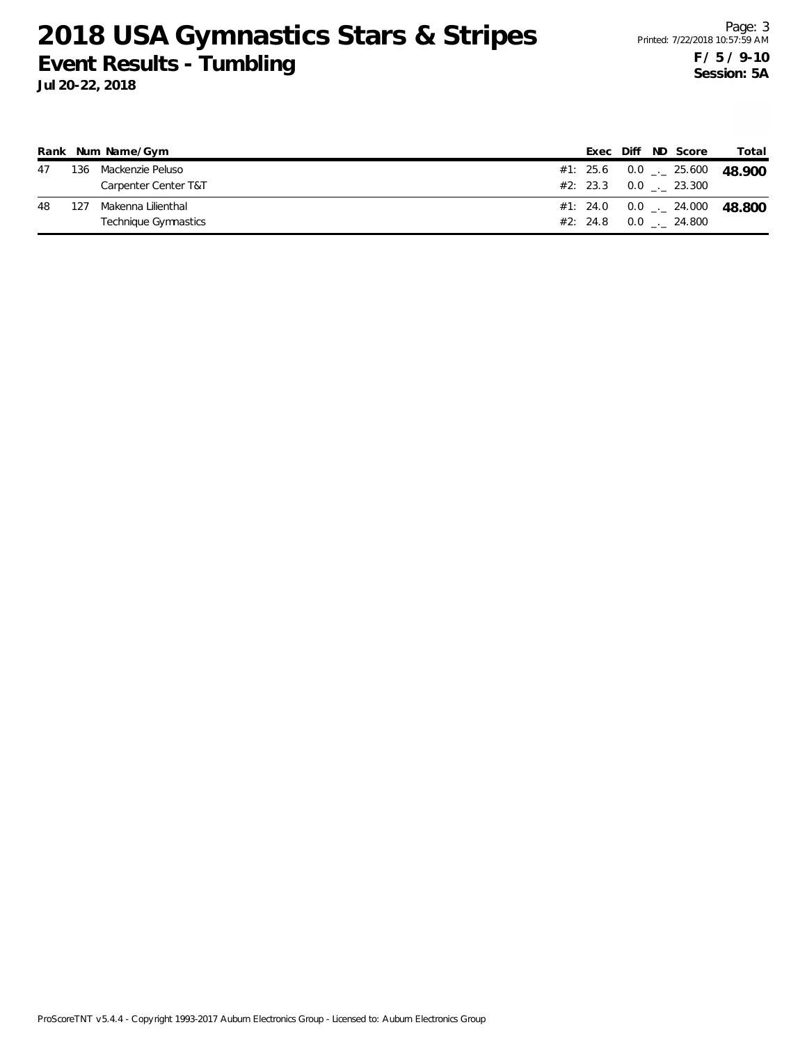# 2018 USA Gymnastics Stars & Stripes

## Event Results - Tumbling

**Jul 20-22, 2018**

**F / 5 / 9-10**
**Session: 5A**

| Rank | Num | Name/Gym | | Exec | Diff | ND | Score | Total |
|---|---|---|---|---|---|---|---|---|
| 47 | 136 | Mackenzie Peluso | #1: | 25.6 | 0.0 | _._ | 25.600 | **48.900** |
| | | Carpenter Center T&T | #2: | 23.3 | 0.0 | _._ | 23.300 | |
| 48 | 127 | Makenna Lilienthal | #1: | 24.0 | 0.0 | _._ | 24.000 | **48.800** |
| | | Technique Gymnastics | #2: | 24.8 | 0.0 | _._ | 24.800 | |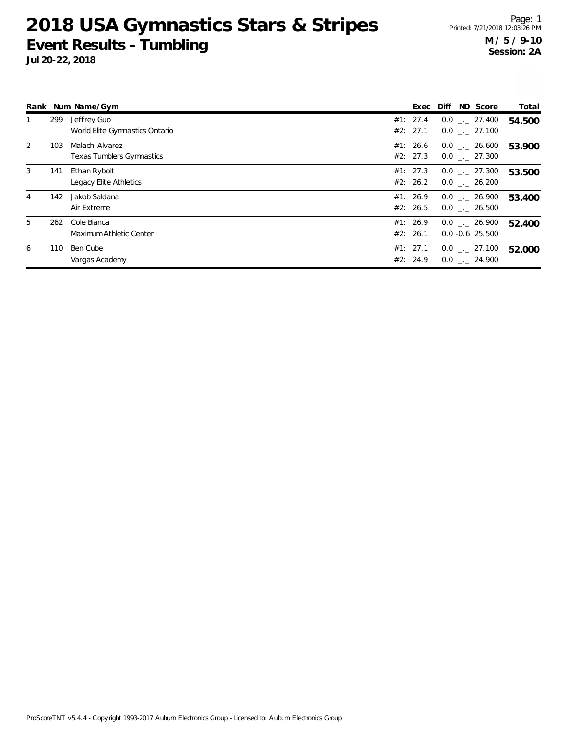# 2018 USA Gymnastics Stars & Stripes

## Event Results - Tumbling

**Jul 20-22, 2018**

**M / 5 / 9-10**
**Session: 2A**

| Rank | Num | Name/Gym | | Exec | Diff | ND | Score | Total |
|---|---|---|---|---|---|---|---|---|
| 1 | 299 | Jeffrey Guo | #1: | 27.4 | 0.0 | _._ | 27.400 | **54.500** |
| | | World Elite Gymnastics Ontario | #2: | 27.1 | 0.0 | _._ | 27.100 | |
| 2 | 103 | Malachi Alvarez | #1: | 26.6 | 0.0 | _._ | 26.600 | **53.900** |
| | | Texas Tumblers Gymnastics | #2: | 27.3 | 0.0 | _._ | 27.300 | |
| 3 | 141 | Ethan Rybolt | #1: | 27.3 | 0.0 | _._ | 27.300 | **53.500** |
| | | Legacy Elite Athletics | #2: | 26.2 | 0.0 | _._ | 26.200 | |
| 4 | 142 | Jakob Saldana | #1: | 26.9 | 0.0 | _._ | 26.900 | **53.400** |
| | | Air Extreme | #2: | 26.5 | 0.0 | _._ | 26.500 | |
| 5 | 262 | Cole Bianca | #1: | 26.9 | 0.0 | _._ | 26.900 | **52.400** |
| | | Maximum Athletic Center | #2: | 26.1 | 0.0 | -0.6 | 25.500 | |
| 6 | 110 | Ben Cube | #1: | 27.1 | 0.0 | _._ | 27.100 | **52.000** |
| | | Vargas Academy | #2: | 24.9 | 0.0 | _._ | 24.900 | |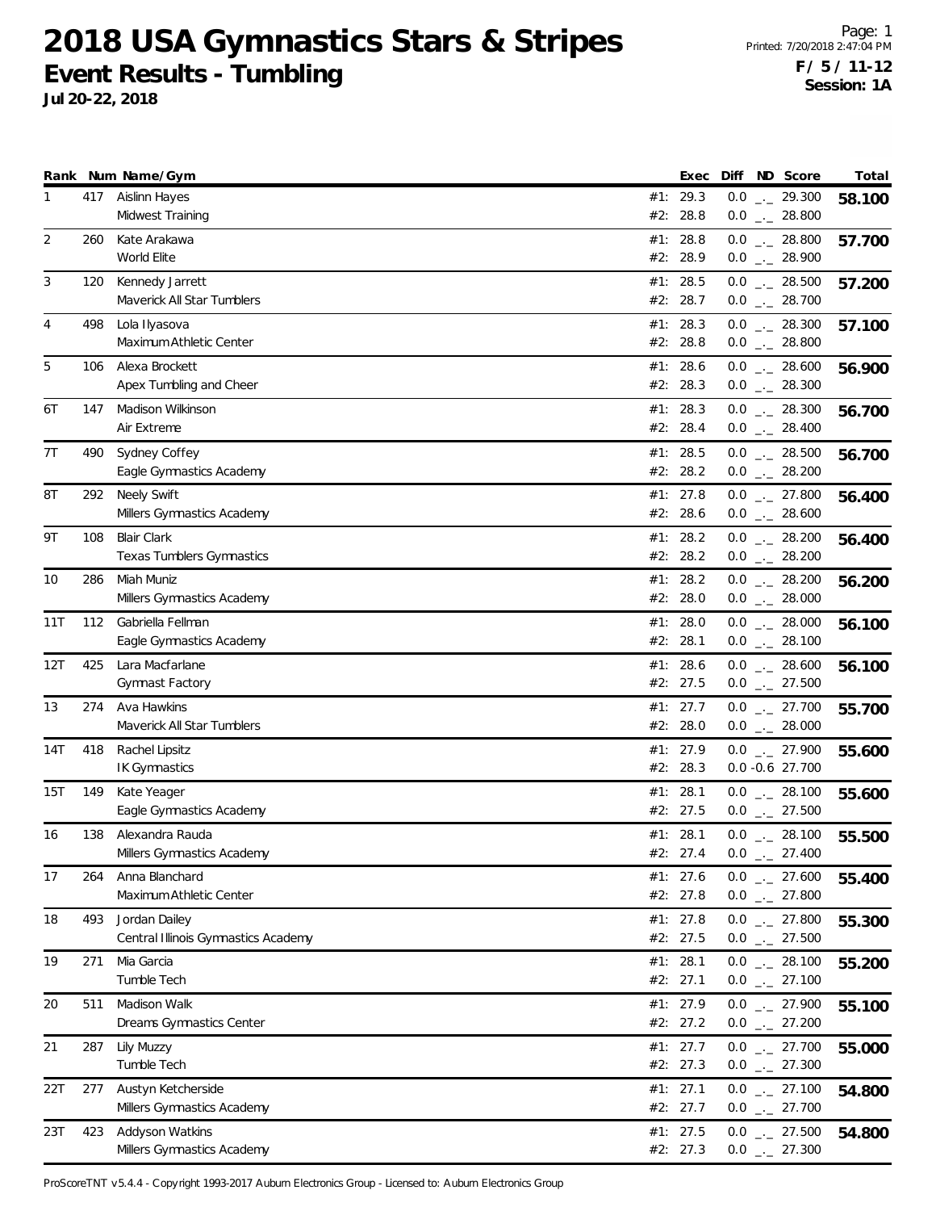# 2018 USA Gymnastics Stars & Stripes

## Event Results - Tumbling

**Jul 20-22, 2018**

Printed: 7/20/2018 2:47:04 PM

**F / 5 / 11-12**
**Session: 1A**

| Rank | Num | Name/Gym | | Exec | Diff | ND | Score | Total |
|---|---|---|---|---|---|---|---|---|
| 1 | 417 | Aislinn Hayes | #1: | 29.3 | 0.0 | _._ | 29.300 | **58.100** |
| | | Midwest Training | #2: | 28.8 | 0.0 | _._ | 28.800 | |
| 2 | 260 | Kate Arakawa | #1: | 28.8 | 0.0 | _._ | 28.800 | **57.700** |
| | | World Elite | #2: | 28.9 | 0.0 | _._ | 28.900 | |
| 3 | 120 | Kennedy Jarrett | #1: | 28.5 | 0.0 | _._ | 28.500 | **57.200** |
| | | Maverick All Star Tumblers | #2: | 28.7 | 0.0 | _._ | 28.700 | |
| 4 | 498 | Lola Ilyasova | #1: | 28.3 | 0.0 | _._ | 28.300 | **57.100** |
| | | Maximum Athletic Center | #2: | 28.8 | 0.0 | _._ | 28.800 | |
| 5 | 106 | Alexa Brockett | #1: | 28.6 | 0.0 | _._ | 28.600 | **56.900** |
| | | Apex Tumbling and Cheer | #2: | 28.3 | 0.0 | _._ | 28.300 | |
| 6T | 147 | Madison Wilkinson | #1: | 28.3 | 0.0 | _._ | 28.300 | **56.700** |
| | | Air Extreme | #2: | 28.4 | 0.0 | _._ | 28.400 | |
| 7T | 490 | Sydney Coffey | #1: | 28.5 | 0.0 | _._ | 28.500 | **56.700** |
| | | Eagle Gymnastics Academy | #2: | 28.2 | 0.0 | _._ | 28.200 | |
| 8T | 292 | Neely Swift | #1: | 27.8 | 0.0 | _._ | 27.800 | **56.400** |
| | | Millers Gymnastics Academy | #2: | 28.6 | 0.0 | _._ | 28.600 | |
| 9T | 108 | Blair Clark | #1: | 28.2 | 0.0 | _._ | 28.200 | **56.400** |
| | | Texas Tumblers Gymnastics | #2: | 28.2 | 0.0 | _._ | 28.200 | |
| 10 | 286 | Miah Muniz | #1: | 28.2 | 0.0 | _._ | 28.200 | **56.200** |
| | | Millers Gymnastics Academy | #2: | 28.0 | 0.0 | _._ | 28.000 | |
| 11T | 112 | Gabriella Fellman | #1: | 28.0 | 0.0 | _._ | 28.000 | **56.100** |
| | | Eagle Gymnastics Academy | #2: | 28.1 | 0.0 | _._ | 28.100 | |
| 12T | 425 | Lara Macfarlane | #1: | 28.6 | 0.0 | _._ | 28.600 | **56.100** |
| | | Gymnast Factory | #2: | 27.5 | 0.0 | _._ | 27.500 | |
| 13 | 274 | Ava Hawkins | #1: | 27.7 | 0.0 | _._ | 27.700 | **55.700** |
| | | Maverick All Star Tumblers | #2: | 28.0 | 0.0 | _._ | 28.000 | |
| 14T | 418 | Rachel Lipsitz | #1: | 27.9 | 0.0 | _._ | 27.900 | **55.600** |
| | | IK Gymnastics | #2: | 28.3 | 0.0 | -0.6 | 27.700 | |
| 15T | 149 | Kate Yeager | #1: | 28.1 | 0.0 | _._ | 28.100 | **55.600** |
| | | Eagle Gymnastics Academy | #2: | 27.5 | 0.0 | _._ | 27.500 | |
| 16 | 138 | Alexandra Rauda | #1: | 28.1 | 0.0 | _._ | 28.100 | **55.500** |
| | | Millers Gymnastics Academy | #2: | 27.4 | 0.0 | _._ | 27.400 | |
| 17 | 264 | Anna Blanchard | #1: | 27.6 | 0.0 | _._ | 27.600 | **55.400** |
| | | Maximum Athletic Center | #2: | 27.8 | 0.0 | _._ | 27.800 | |
| 18 | 493 | Jordan Dailey | #1: | 27.8 | 0.0 | _._ | 27.800 | **55.300** |
| | | Central Illinois Gymnastics Academy | #2: | 27.5 | 0.0 | _._ | 27.500 | |
| 19 | 271 | Mia Garcia | #1: | 28.1 | 0.0 | _._ | 28.100 | **55.200** |
| | | Tumble Tech | #2: | 27.1 | 0.0 | _._ | 27.100 | |
| 20 | 511 | Madison Walk | #1: | 27.9 | 0.0 | _._ | 27.900 | **55.100** |
| | | Dreams Gymnastics Center | #2: | 27.2 | 0.0 | _._ | 27.200 | |
| 21 | 287 | Lily Muzzy | #1: | 27.7 | 0.0 | _._ | 27.700 | **55.000** |
| | | Tumble Tech | #2: | 27.3 | 0.0 | _._ | 27.300 | |
| 22T | 277 | Austyn Ketcherside | #1: | 27.1 | 0.0 | _._ | 27.100 | **54.800** |
| | | Millers Gymnastics Academy | #2: | 27.7 | 0.0 | _._ | 27.700 | |
| 23T | 423 | Addyson Watkins | #1: | 27.5 | 0.0 | _._ | 27.500 | **54.800** |
| | | Millers Gymnastics Academy | #2: | 27.3 | 0.0 | _._ | 27.300 | |

ProScoreTNT v5.4.4 - Copyright 1993-2017 Auburn Electronics Group - Licensed to: Auburn Electronics Group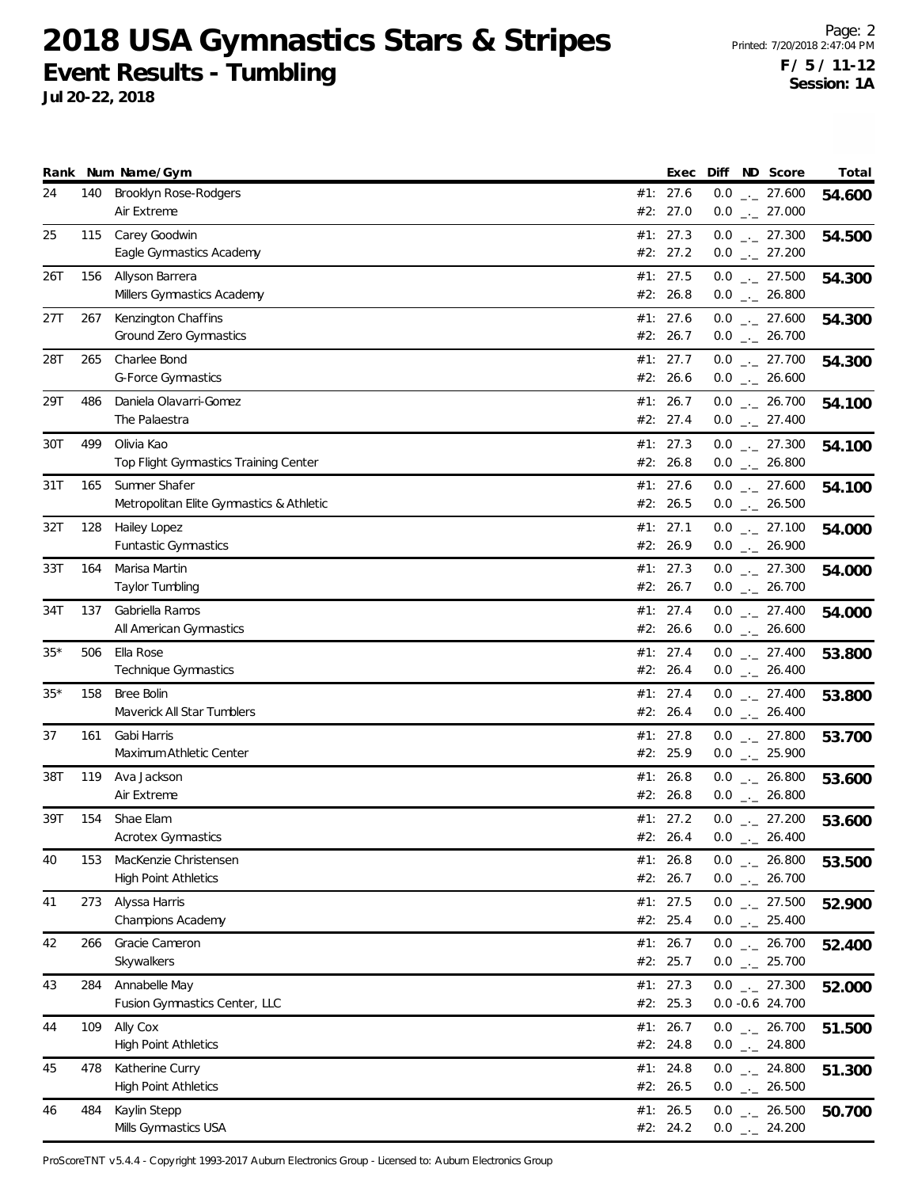# 2018 USA Gymnastics Stars & Stripes

## Event Results - Tumbling

**Jul 20-22, 2018**

**F / 5 / 11-12**
**Session: 1A**

| Rank | Num | Name/Gym | | Exec | Diff | ND | Score | Total |
|---|---|---|---|---|---|---|---|---|
| 24 | 140 | Brooklyn Rose-Rodgers | #1: | 27.6 | 0.0 | _._ | 27.600 | **54.600** |
| | | Air Extreme | #2: | 27.0 | 0.0 | _._ | 27.000 | |
| 25 | 115 | Carey Goodwin | #1: | 27.3 | 0.0 | _._ | 27.300 | **54.500** |
| | | Eagle Gymnastics Academy | #2: | 27.2 | 0.0 | _._ | 27.200 | |
| 26T | 156 | Allyson Barrera | #1: | 27.5 | 0.0 | _._ | 27.500 | **54.300** |
| | | Millers Gymnastics Academy | #2: | 26.8 | 0.0 | _._ | 26.800 | |
| 27T | 267 | Kenzington Chaffins | #1: | 27.6 | 0.0 | _._ | 27.600 | **54.300** |
| | | Ground Zero Gymnastics | #2: | 26.7 | 0.0 | _._ | 26.700 | |
| 28T | 265 | Charlee Bond | #1: | 27.7 | 0.0 | _._ | 27.700 | **54.300** |
| | | G-Force Gymnastics | #2: | 26.6 | 0.0 | _._ | 26.600 | |
| 29T | 486 | Daniela Olavarri-Gomez | #1: | 26.7 | 0.0 | _._ | 26.700 | **54.100** |
| | | The Palaestra | #2: | 27.4 | 0.0 | _._ | 27.400 | |
| 30T | 499 | Olivia Kao | #1: | 27.3 | 0.0 | _._ | 27.300 | **54.100** |
| | | Top Flight Gymnastics Training Center | #2: | 26.8 | 0.0 | _._ | 26.800 | |
| 31T | 165 | Summer Shafer | #1: | 27.6 | 0.0 | _._ | 27.600 | **54.100** |
| | | Metropolitan Elite Gymnastics & Athletic | #2: | 26.5 | 0.0 | _._ | 26.500 | |
| 32T | 128 | Hailey Lopez | #1: | 27.1 | 0.0 | _._ | 27.100 | **54.000** |
| | | Funtastic Gymnastics | #2: | 26.9 | 0.0 | _._ | 26.900 | |
| 33T | 164 | Marisa Martin | #1: | 27.3 | 0.0 | _._ | 27.300 | **54.000** |
| | | Taylor Tumbling | #2: | 26.7 | 0.0 | _._ | 26.700 | |
| 34T | 137 | Gabriella Ramos | #1: | 27.4 | 0.0 | _._ | 27.400 | **54.000** |
| | | All American Gymnastics | #2: | 26.6 | 0.0 | _._ | 26.600 | |
| 35* | 506 | Ella Rose | #1: | 27.4 | 0.0 | _._ | 27.400 | **53.800** |
| | | Technique Gymnastics | #2: | 26.4 | 0.0 | _._ | 26.400 | |
| 35* | 158 | Bree Bolin | #1: | 27.4 | 0.0 | _._ | 27.400 | **53.800** |
| | | Maverick All Star Tumblers | #2: | 26.4 | 0.0 | _._ | 26.400 | |
| 37 | 161 | Gabi Harris | #1: | 27.8 | 0.0 | _._ | 27.800 | **53.700** |
| | | Maximum Athletic Center | #2: | 25.9 | 0.0 | _._ | 25.900 | |
| 38T | 119 | Ava Jackson | #1: | 26.8 | 0.0 | _._ | 26.800 | **53.600** |
| | | Air Extreme | #2: | 26.8 | 0.0 | _._ | 26.800 | |
| 39T | 154 | Shae Elam | #1: | 27.2 | 0.0 | _._ | 27.200 | **53.600** |
| | | Acrotex Gymnastics | #2: | 26.4 | 0.0 | _._ | 26.400 | |
| 40 | 153 | MacKenzie Christensen | #1: | 26.8 | 0.0 | _._ | 26.800 | **53.500** |
| | | High Point Athletics | #2: | 26.7 | 0.0 | _._ | 26.700 | |
| 41 | 273 | Alyssa Harris | #1: | 27.5 | 0.0 | _._ | 27.500 | **52.900** |
| | | Champions Academy | #2: | 25.4 | 0.0 | _._ | 25.400 | |
| 42 | 266 | Gracie Cameron | #1: | 26.7 | 0.0 | _._ | 26.700 | **52.400** |
| | | Skywalkers | #2: | 25.7 | 0.0 | _._ | 25.700 | |
| 43 | 284 | Annabelle May | #1: | 27.3 | 0.0 | _._ | 27.300 | **52.000** |
| | | Fusion Gymnastics Center, LLC | #2: | 25.3 | 0.0 | -0.6 | 24.700 | |
| 44 | 109 | Ally Cox | #1: | 26.7 | 0.0 | _._ | 26.700 | **51.500** |
| | | High Point Athletics | #2: | 24.8 | 0.0 | _._ | 24.800 | |
| 45 | 478 | Katherine Curry | #1: | 24.8 | 0.0 | _._ | 24.800 | **51.300** |
| | | High Point Athletics | #2: | 26.5 | 0.0 | _._ | 26.500 | |
| 46 | 484 | Kaylin Stepp | #1: | 26.5 | 0.0 | _._ | 26.500 | **50.700** |
| | | Mills Gymnastics USA | #2: | 24.2 | 0.0 | _._ | 24.200 | |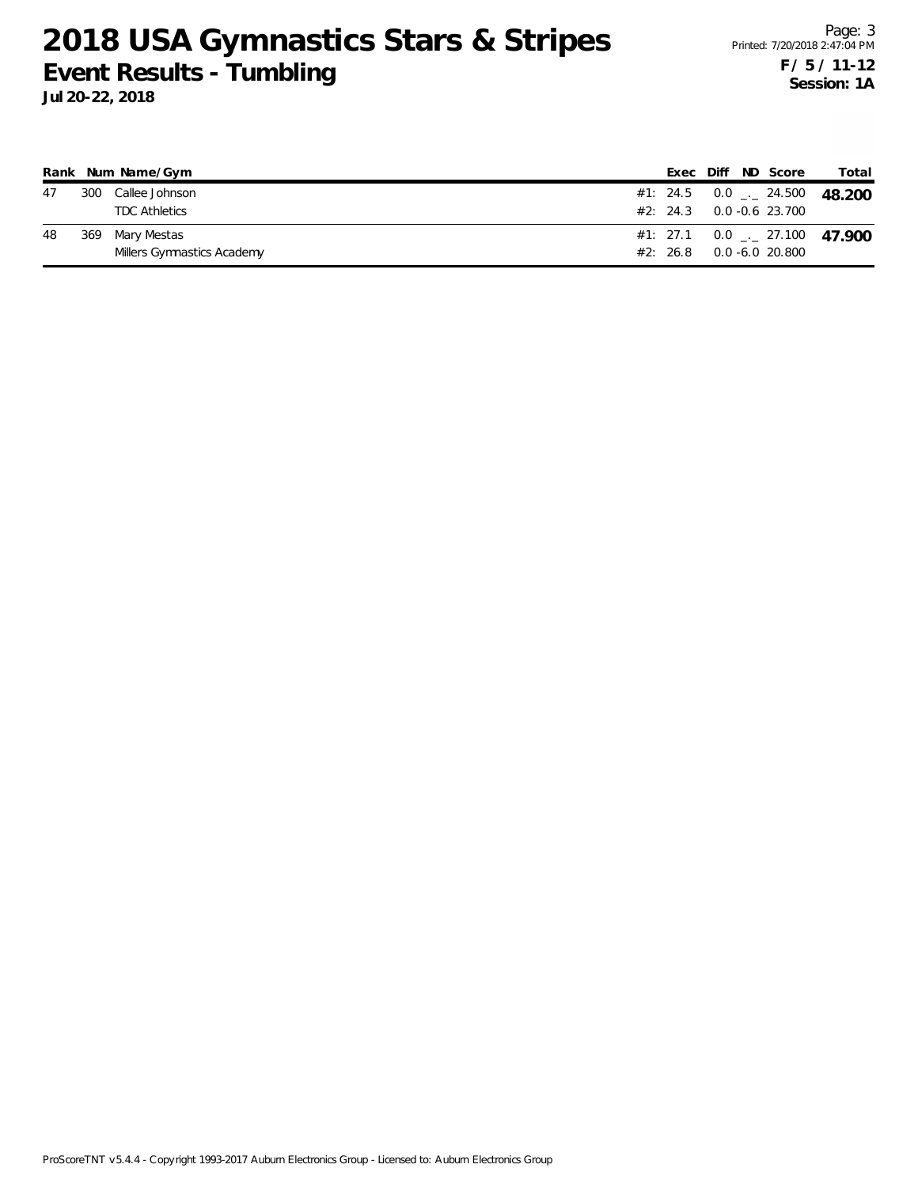# 2018 USA Gymnastics Stars & Stripes

## Event Results - Tumbling

**Jul 20-22, 2018**

**F / 5 / 11-12**
**Session: 1A**

| Rank | Num | Name/Gym | | Exec | Diff | ND | Score | Total |
|---|---|---|---|---|---|---|---|---|
| 47 | 300 | Callee Johnson | #1: | 24.5 | 0.0 | _._ | 24.500 | **48.200** |
| | | TDC Athletics | #2: | 24.3 | 0.0 | -0.6 | 23.700 | |
| 48 | 369 | Mary Mestas | #1: | 27.1 | 0.0 | _._ | 27.100 | **47.900** |
| | | Millers Gymnastics Academy | #2: | 26.8 | 0.0 | -6.0 | 20.800 | |

ProScoreTNT v5.4.4 - Copyright 1993-2017 Auburn Electronics Group - Licensed to: Auburn Electronics Group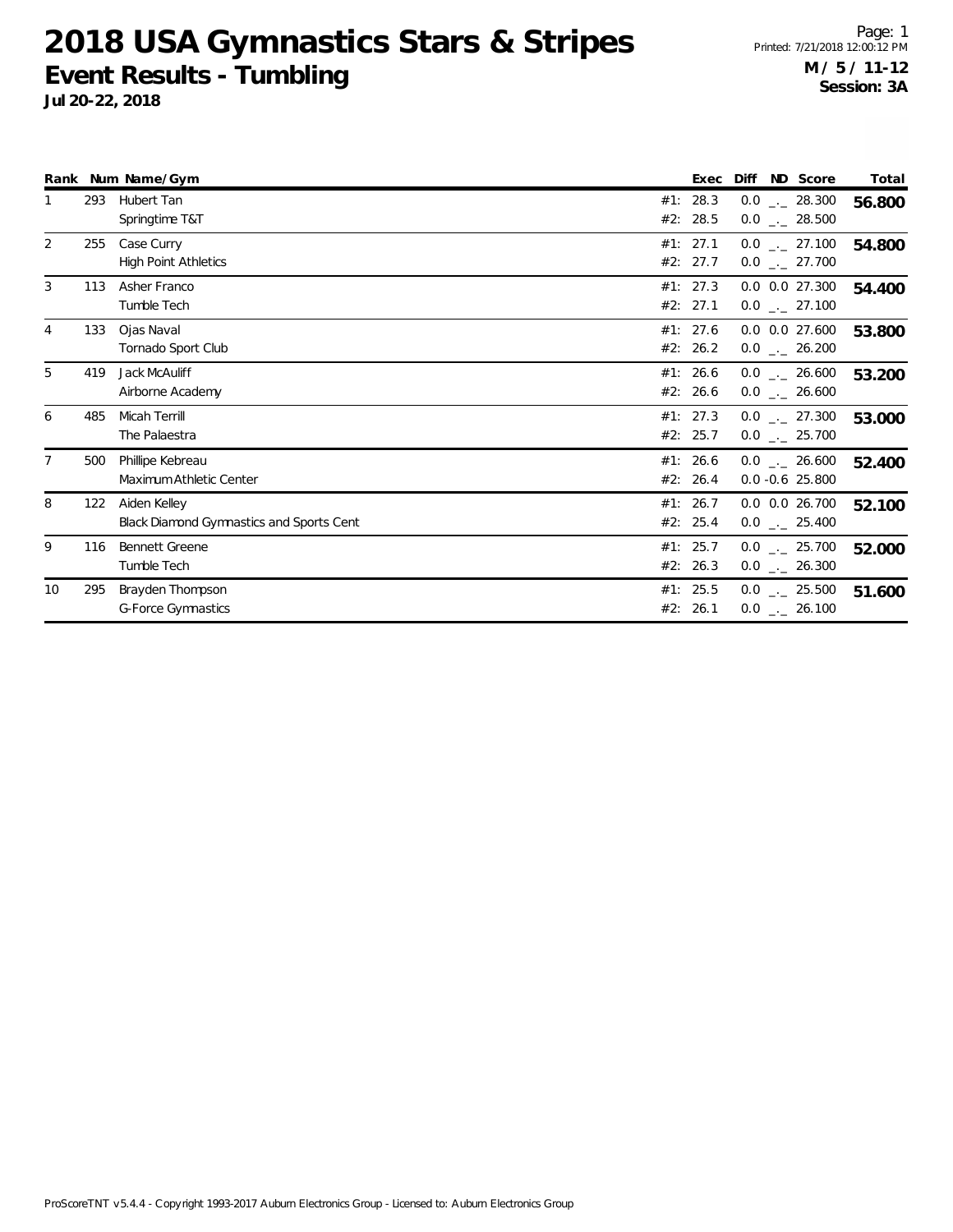# 2018 USA Gymnastics Stars & Stripes

## Event Results - Tumbling

**Jul 20-22, 2018**

Page: 1
Printed: 7/21/2018 12:00:12 PM

**M / 5 / 11-12**
**Session: 3A**

| Rank | Num | Name/Gym | | Exec | Diff | ND | Score | Total |
|---|---|---|---|---|---|---|---|---|
| 1 | 293 | Hubert Tan | #1: | 28.3 | 0.0 | _._ | 28.300 | **56.800** |
| | | Springtime T&T | #2: | 28.5 | 0.0 | _._ | 28.500 | |
| 2 | 255 | Case Curry | #1: | 27.1 | 0.0 | _._ | 27.100 | **54.800** |
| | | High Point Athletics | #2: | 27.7 | 0.0 | _._ | 27.700 | |
| 3 | 113 | Asher Franco | #1: | 27.3 | 0.0 | 0.0 | 27.300 | **54.400** |
| | | Tumble Tech | #2: | 27.1 | 0.0 | _._ | 27.100 | |
| 4 | 133 | Ojas Naval | #1: | 27.6 | 0.0 | 0.0 | 27.600 | **53.800** |
| | | Tornado Sport Club | #2: | 26.2 | 0.0 | _._ | 26.200 | |
| 5 | 419 | Jack McAuliff | #1: | 26.6 | 0.0 | _._ | 26.600 | **53.200** |
| | | Airborne Academy | #2: | 26.6 | 0.0 | _._ | 26.600 | |
| 6 | 485 | Micah Terrill | #1: | 27.3 | 0.0 | _._ | 27.300 | **53.000** |
| | | The Palaestra | #2: | 25.7 | 0.0 | _._ | 25.700 | |
| 7 | 500 | Phillipe Kebreau | #1: | 26.6 | 0.0 | _._ | 26.600 | **52.400** |
| | | Maximum Athletic Center | #2: | 26.4 | 0.0 | -0.6 | 25.800 | |
| 8 | 122 | Aiden Kelley | #1: | 26.7 | 0.0 | 0.0 | 26.700 | **52.100** |
| | | Black Diamond Gymnastics and Sports Cent | #2: | 25.4 | 0.0 | _._ | 25.400 | |
| 9 | 116 | Bennett Greene | #1: | 25.7 | 0.0 | _._ | 25.700 | **52.000** |
| | | Tumble Tech | #2: | 26.3 | 0.0 | _._ | 26.300 | |
| 10 | 295 | Brayden Thompson | #1: | 25.5 | 0.0 | _._ | 25.500 | **51.600** |
| | | G-Force Gymnastics | #2: | 26.1 | 0.0 | _._ | 26.100 | |

ProScoreTNT v5.4.4 - Copyright 1993-2017 Auburn Electronics Group - Licensed to: Auburn Electronics Group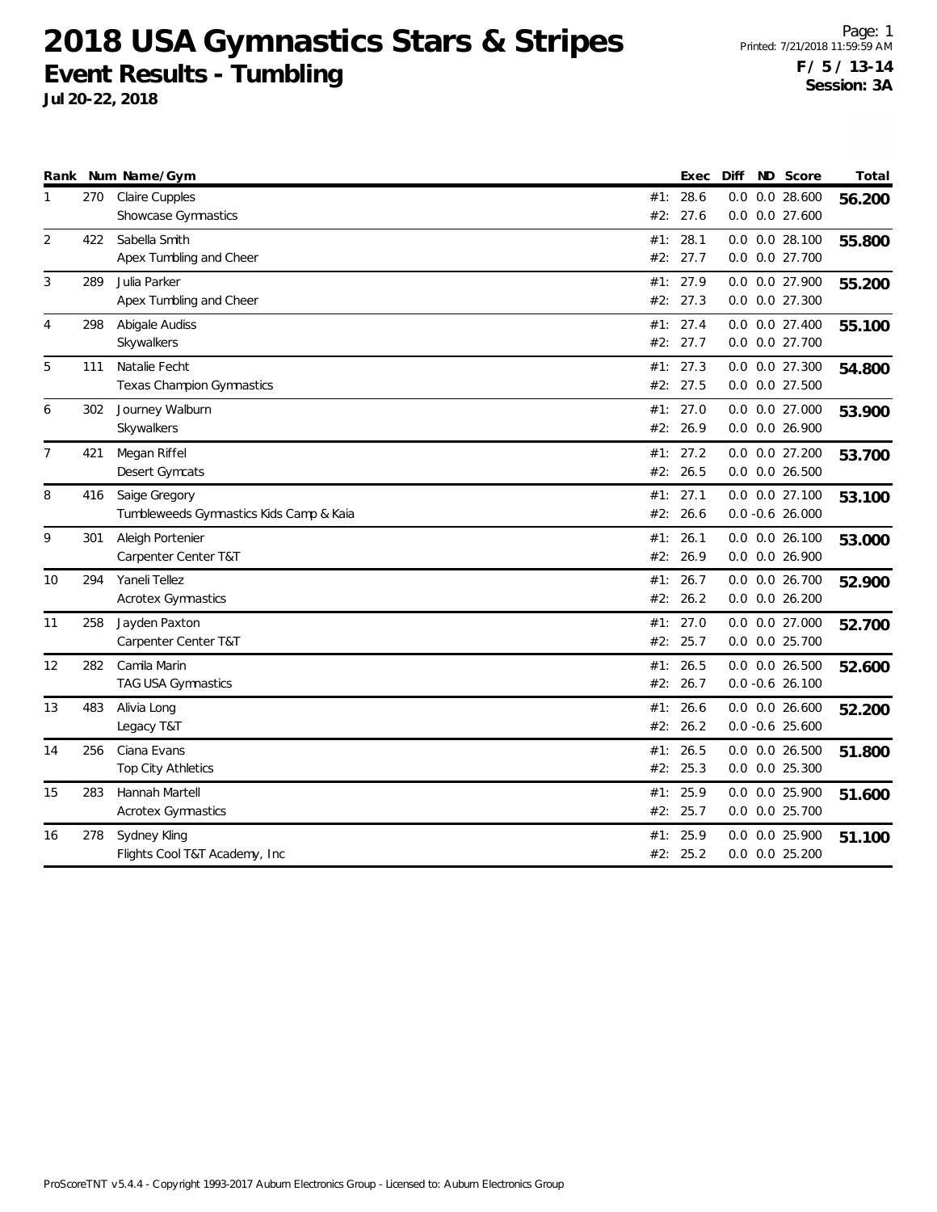# 2018 USA Gymnastics Stars & Stripes

## Event Results - Tumbling

**Jul 20-22, 2018**

Printed: 7/21/2018 11:59:59 AM

**F / 5 / 13-14**

**Session: 3A**

| Rank | Num | Name/Gym | | Exec | Diff | ND | Score | Total |
|---|---|---|---|---|---|---|---|---|
| 1 | 270 | Claire Cupples | #1: | 28.6 | 0.0 | 0.0 | 28.600 | **56.200** |
| | | Showcase Gymnastics | #2: | 27.6 | 0.0 | 0.0 | 27.600 | |
| 2 | 422 | Sabella Smith | #1: | 28.1 | 0.0 | 0.0 | 28.100 | **55.800** |
| | | Apex Tumbling and Cheer | #2: | 27.7 | 0.0 | 0.0 | 27.700 | |
| 3 | 289 | Julia Parker | #1: | 27.9 | 0.0 | 0.0 | 27.900 | **55.200** |
| | | Apex Tumbling and Cheer | #2: | 27.3 | 0.0 | 0.0 | 27.300 | |
| 4 | 298 | Abigale Audiss | #1: | 27.4 | 0.0 | 0.0 | 27.400 | **55.100** |
| | | Skywalkers | #2: | 27.7 | 0.0 | 0.0 | 27.700 | |
| 5 | 111 | Natalie Fecht | #1: | 27.3 | 0.0 | 0.0 | 27.300 | **54.800** |
| | | Texas Champion Gymnastics | #2: | 27.5 | 0.0 | 0.0 | 27.500 | |
| 6 | 302 | Journey Walburn | #1: | 27.0 | 0.0 | 0.0 | 27.000 | **53.900** |
| | | Skywalkers | #2: | 26.9 | 0.0 | 0.0 | 26.900 | |
| 7 | 421 | Megan Riffel | #1: | 27.2 | 0.0 | 0.0 | 27.200 | **53.700** |
| | | Desert Gymcats | #2: | 26.5 | 0.0 | 0.0 | 26.500 | |
| 8 | 416 | Saige Gregory | #1: | 27.1 | 0.0 | 0.0 | 27.100 | **53.100** |
| | | Tumbleweeds Gymnastics Kids Camp & Kaia | #2: | 26.6 | 0.0 | -0.6 | 26.000 | |
| 9 | 301 | Aleigh Portenier | #1: | 26.1 | 0.0 | 0.0 | 26.100 | **53.000** |
| | | Carpenter Center T&T | #2: | 26.9 | 0.0 | 0.0 | 26.900 | |
| 10 | 294 | Yaneli Tellez | #1: | 26.7 | 0.0 | 0.0 | 26.700 | **52.900** |
| | | Acrotex Gymnastics | #2: | 26.2 | 0.0 | 0.0 | 26.200 | |
| 11 | 258 | Jayden Paxton | #1: | 27.0 | 0.0 | 0.0 | 27.000 | **52.700** |
| | | Carpenter Center T&T | #2: | 25.7 | 0.0 | 0.0 | 25.700 | |
| 12 | 282 | Camila Marin | #1: | 26.5 | 0.0 | 0.0 | 26.500 | **52.600** |
| | | TAG USA Gymnastics | #2: | 26.7 | 0.0 | -0.6 | 26.100 | |
| 13 | 483 | Alivia Long | #1: | 26.6 | 0.0 | 0.0 | 26.600 | **52.200** |
| | | Legacy T&T | #2: | 26.2 | 0.0 | -0.6 | 25.600 | |
| 14 | 256 | Ciana Evans | #1: | 26.5 | 0.0 | 0.0 | 26.500 | **51.800** |
| | | Top City Athletics | #2: | 25.3 | 0.0 | 0.0 | 25.300 | |
| 15 | 283 | Hannah Martell | #1: | 25.9 | 0.0 | 0.0 | 25.900 | **51.600** |
| | | Acrotex Gymnastics | #2: | 25.7 | 0.0 | 0.0 | 25.700 | |
| 16 | 278 | Sydney Kling | #1: | 25.9 | 0.0 | 0.0 | 25.900 | **51.100** |
| | | Flights Cool T&T Academy, Inc | #2: | 25.2 | 0.0 | 0.0 | 25.200 | |

ProScoreTNT v5.4.4 - Copyright 1993-2017 Auburn Electronics Group - Licensed to: Auburn Electronics Group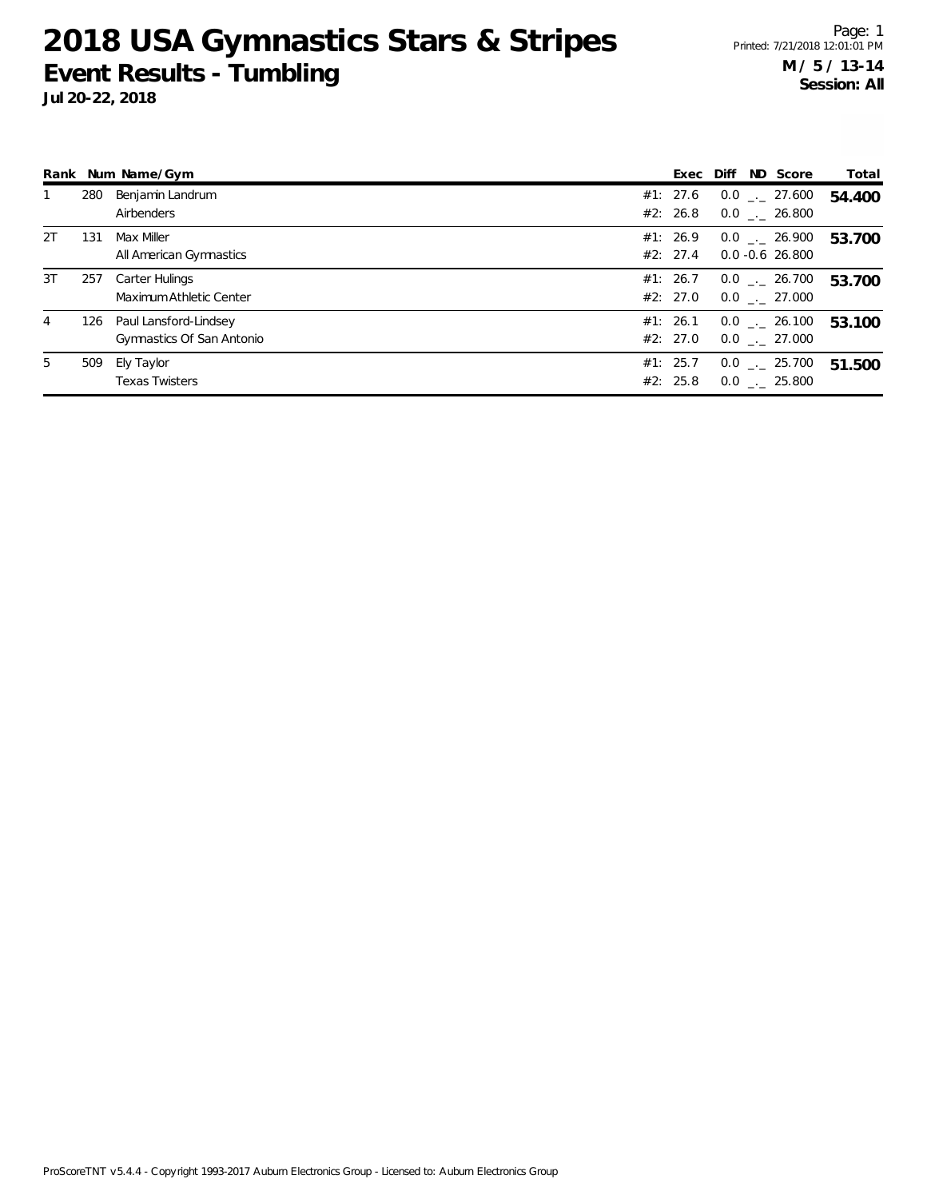# 2018 USA Gymnastics Stars & Stripes

## Event Results - Tumbling

**Jul 20-22, 2018**

**M / 5 / 13-14**
**Session: All**

| Rank | Num | Name/Gym | | Exec | Diff | ND | Score | Total |
|---|---|---|---|---|---|---|---|---|
| 1 | 280 | Benjamin Landrum | #1: | 27.6 | 0.0 | _._ | 27.600 | **54.400** |
| | | Airbenders | #2: | 26.8 | 0.0 | _._ | 26.800 | |
| 2T | 131 | Max Miller | #1: | 26.9 | 0.0 | _._ | 26.900 | **53.700** |
| | | All American Gymnastics | #2: | 27.4 | 0.0 | -0.6 | 26.800 | |
| 3T | 257 | Carter Hulings | #1: | 26.7 | 0.0 | _._ | 26.700 | **53.700** |
| | | Maximum Athletic Center | #2: | 27.0 | 0.0 | _._ | 27.000 | |
| 4 | 126 | Paul Lansford-Lindsey | #1: | 26.1 | 0.0 | _._ | 26.100 | **53.100** |
| | | Gymnastics Of San Antonio | #2: | 27.0 | 0.0 | _._ | 27.000 | |
| 5 | 509 | Ely Taylor | #1: | 25.7 | 0.0 | _._ | 25.700 | **51.500** |
| | | Texas Twisters | #2: | 25.8 | 0.0 | _._ | 25.800 | |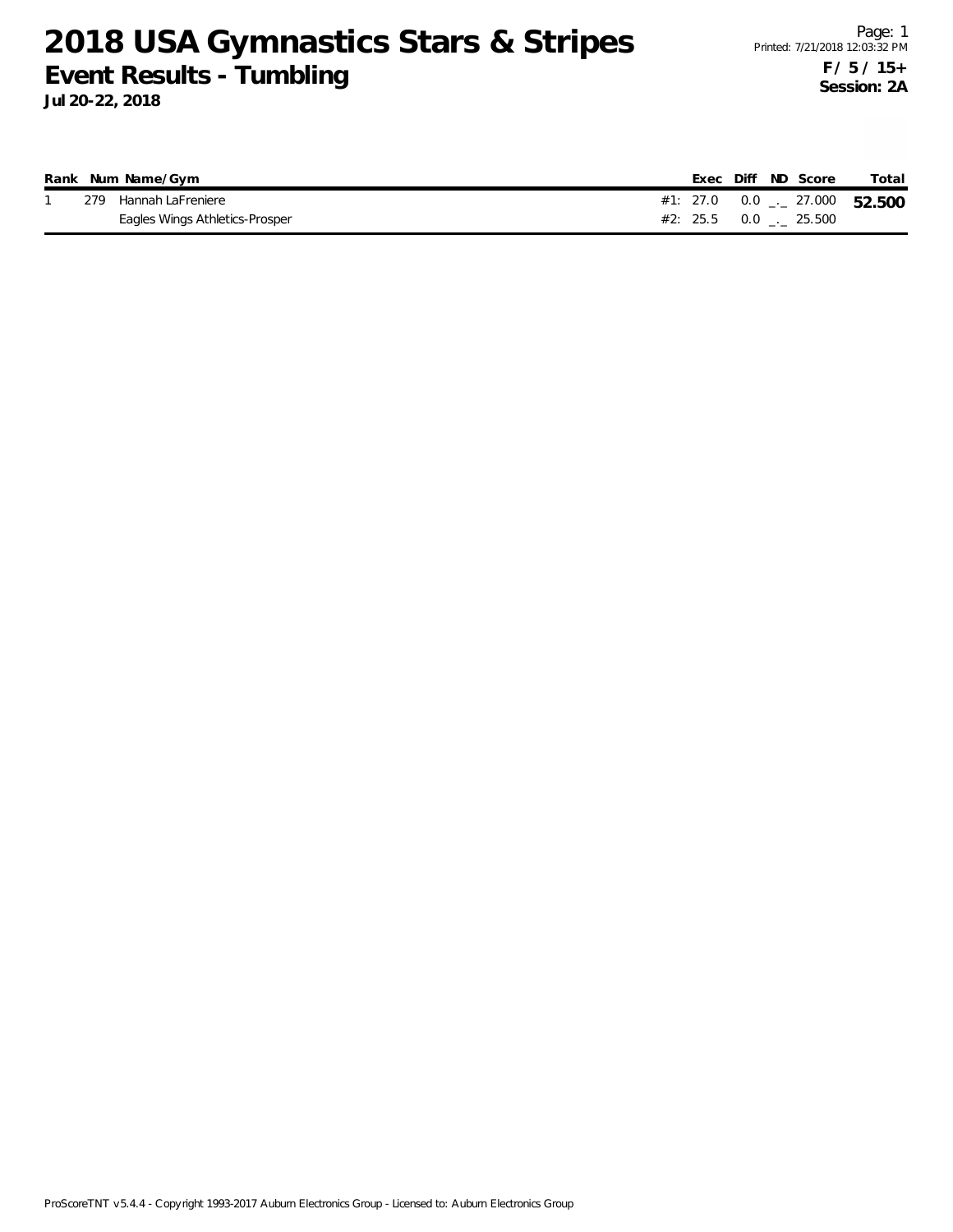# 2018 USA Gymnastics Stars & Stripes

## Event Results - Tumbling

**Jul 20-22, 2018**

**F / 5 / 15+**
**Session: 2A**

| Rank | Num | Name/Gym | | Exec | Diff | ND | Score | Total |
|---|---|---|---|---|---|---|---|---|
| 1 | 279 | Hannah LaFreniere | #1: | 27.0 | 0.0 | _._ | 27.000 | **52.500** |
| | | Eagles Wings Athletics-Prosper | #2: | 25.5 | 0.0 | _._ | 25.500 | |